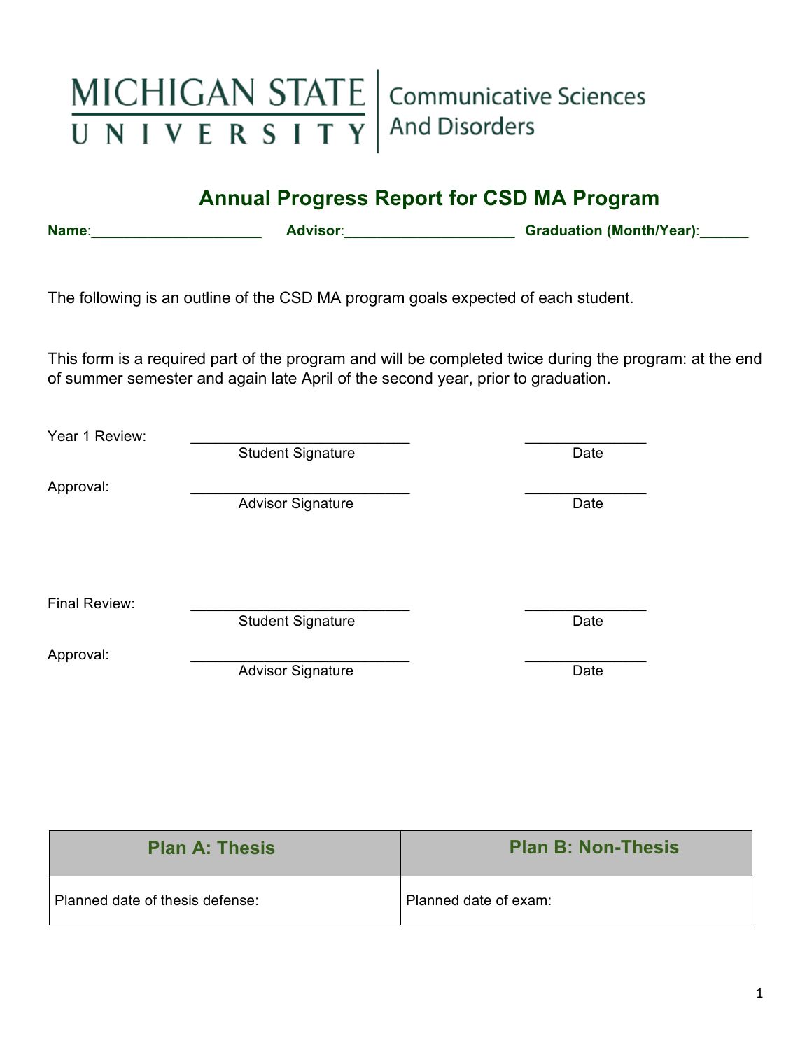MICHIGAN STATE UNIVERSITY | Communicative Sciences And Disorders

# Annual Progress Report for CSD MA Program

**Name**:_____________________ **Advisor**:_____________________ **Graduation (Month/Year)**:______

The following is an outline of the CSD MA program goals expected of each student.

This form is a required part of the program and will be completed twice during the program: at the end of summer semester and again late April of the second year, prior to graduation.

Year 1 Review: ___________________________ _______________
Student Signature Date

Approval: ___________________________ _______________
Advisor Signature Date

Final Review: ___________________________ _______________
Student Signature Date

Approval: ___________________________ _______________
Advisor Signature Date

| Plan A: Thesis | Plan B: Non-Thesis |
| --- | --- |
| Planned date of thesis defense: | Planned date of exam: |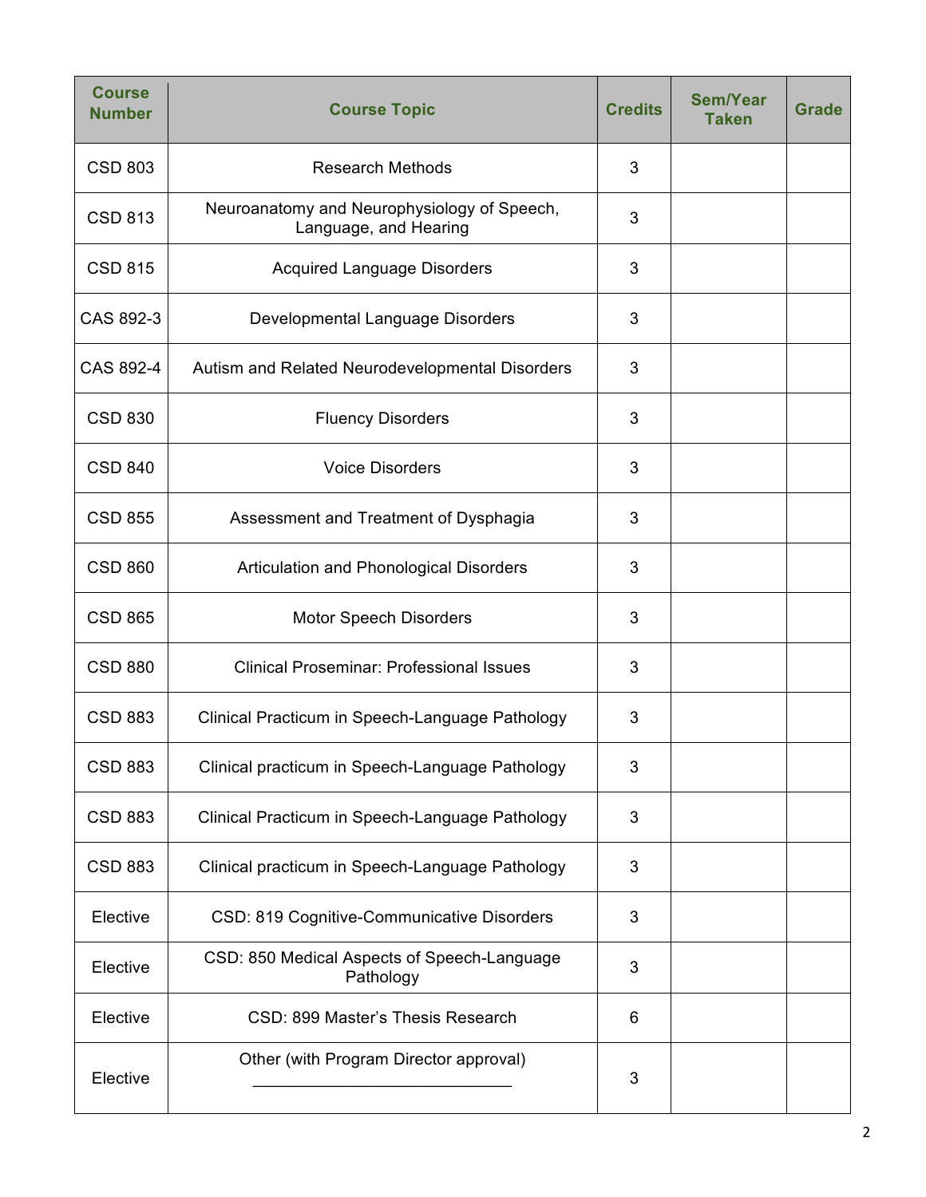| Course Number | Course Topic | Credits | Sem/Year Taken | Grade |
|---|---|---|---|---|
| CSD 803 | Research Methods | 3 | | |
| CSD 813 | Neuroanatomy and Neurophysiology of Speech, Language, and Hearing | 3 | | |
| CSD 815 | Acquired Language Disorders | 3 | | |
| CAS 892-3 | Developmental Language Disorders | 3 | | |
| CAS 892-4 | Autism and Related Neurodevelopmental Disorders | 3 | | |
| CSD 830 | Fluency Disorders | 3 | | |
| CSD 840 | Voice Disorders | 3 | | |
| CSD 855 | Assessment and Treatment of Dysphagia | 3 | | |
| CSD 860 | Articulation and Phonological Disorders | 3 | | |
| CSD 865 | Motor Speech Disorders | 3 | | |
| CSD 880 | Clinical Proseminar: Professional Issues | 3 | | |
| CSD 883 | Clinical Practicum in Speech-Language Pathology | 3 | | |
| CSD 883 | Clinical practicum in Speech-Language Pathology | 3 | | |
| CSD 883 | Clinical Practicum in Speech-Language Pathology | 3 | | |
| CSD 883 | Clinical practicum in Speech-Language Pathology | 3 | | |
| Elective | CSD: 819 Cognitive-Communicative Disorders | 3 | | |
| Elective | CSD: 850 Medical Aspects of Speech-Language Pathology | 3 | | |
| Elective | CSD: 899 Master's Thesis Research | 6 | | |
| Elective | Other (with Program Director approval) ______________________________ | 3 | | |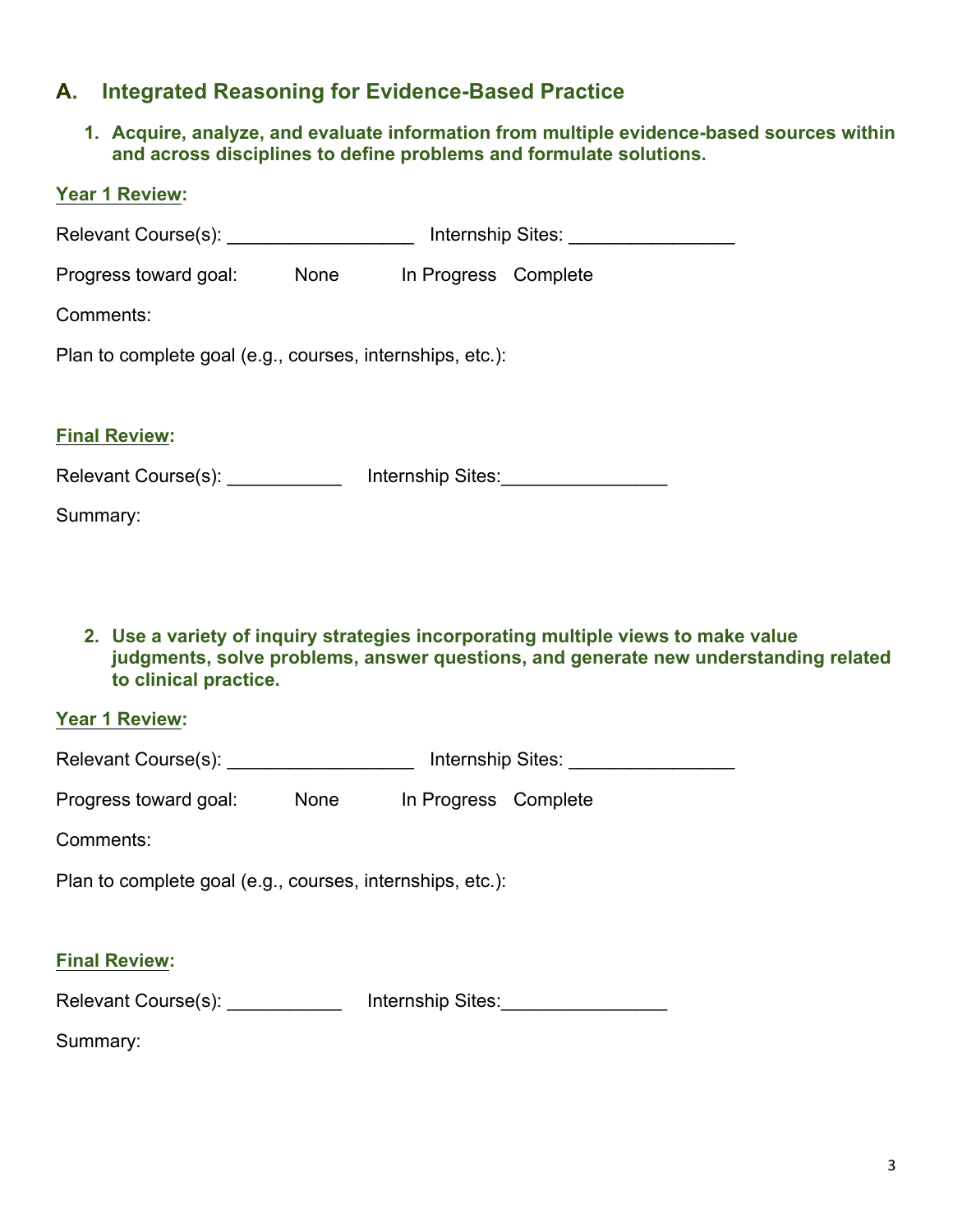## A. Integrated Reasoning for Evidence-Based Practice

1. **Acquire, analyze, and evaluate information from multiple evidence-based sources within and across disciplines to define problems and formulate solutions.**

**Year 1 Review:**

Relevant Course(s): __________________ Internship Sites: ________________

Progress toward goal: None In Progress Complete

Comments:

Plan to complete goal (e.g., courses, internships, etc.):

**Final Review:**

Relevant Course(s): ___________ Internship Sites:________________

Summary:

2. **Use a variety of inquiry strategies incorporating multiple views to make value judgments, solve problems, answer questions, and generate new understanding related to clinical practice.**

**Year 1 Review:**

Relevant Course(s): __________________ Internship Sites: ________________

Progress toward goal: None In Progress Complete

Comments:

Plan to complete goal (e.g., courses, internships, etc.):

**Final Review:**

Relevant Course(s): ___________ Internship Sites:________________

Summary: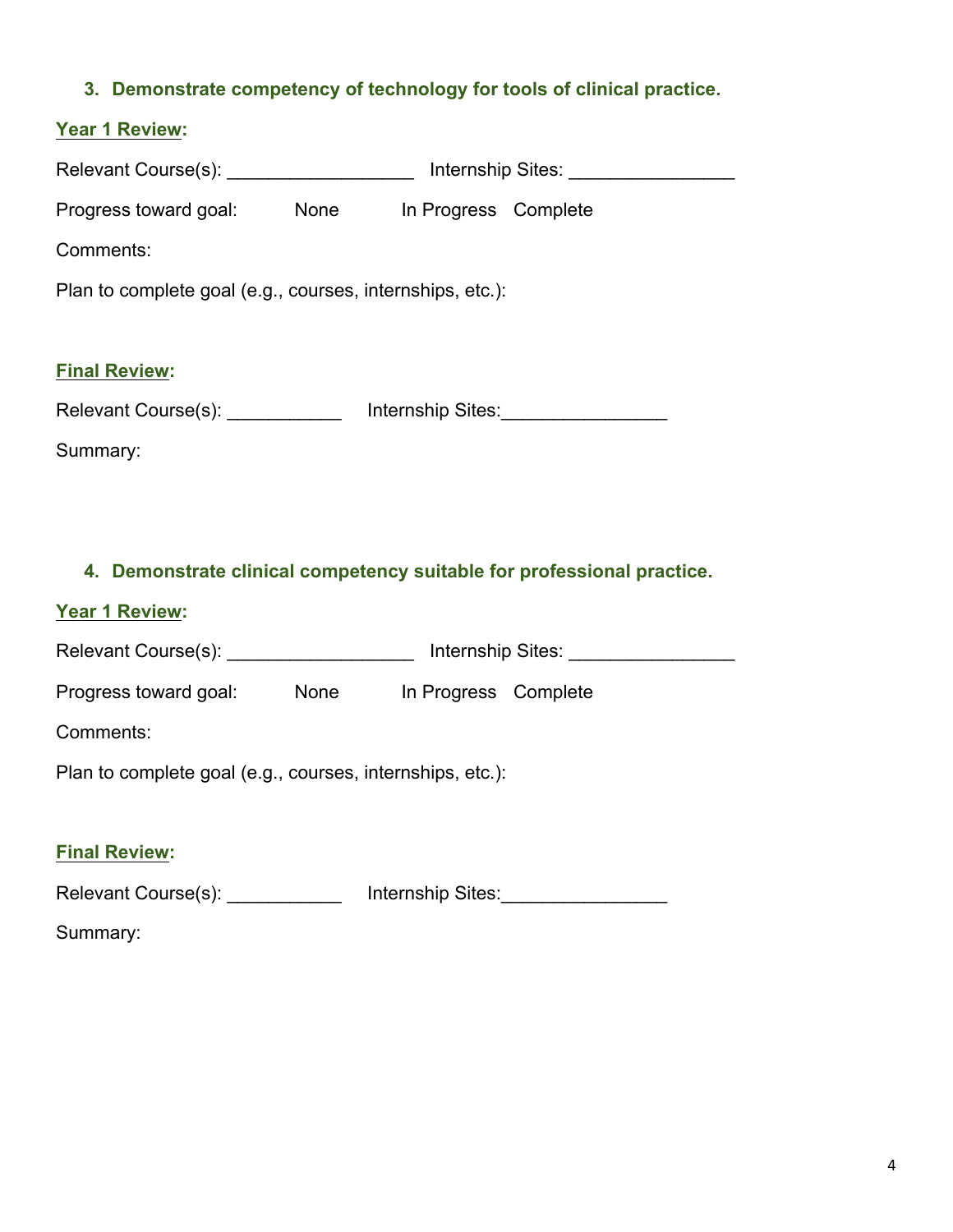3. **Demonstrate competency of technology for tools of clinical practice.**

**Year 1 Review:**

Relevant Course(s): __________________ Internship Sites: ________________

Progress toward goal: None In Progress Complete

Comments:

Plan to complete goal (e.g., courses, internships, etc.):

**Final Review:**

Relevant Course(s): ___________ Internship Sites:________________

Summary:

4. **Demonstrate clinical competency suitable for professional practice.**

**Year 1 Review:**

Relevant Course(s): __________________ Internship Sites: ________________

Progress toward goal: None In Progress Complete

Comments:

Plan to complete goal (e.g., courses, internships, etc.):

**Final Review:**

Relevant Course(s): ___________ Internship Sites:________________

Summary: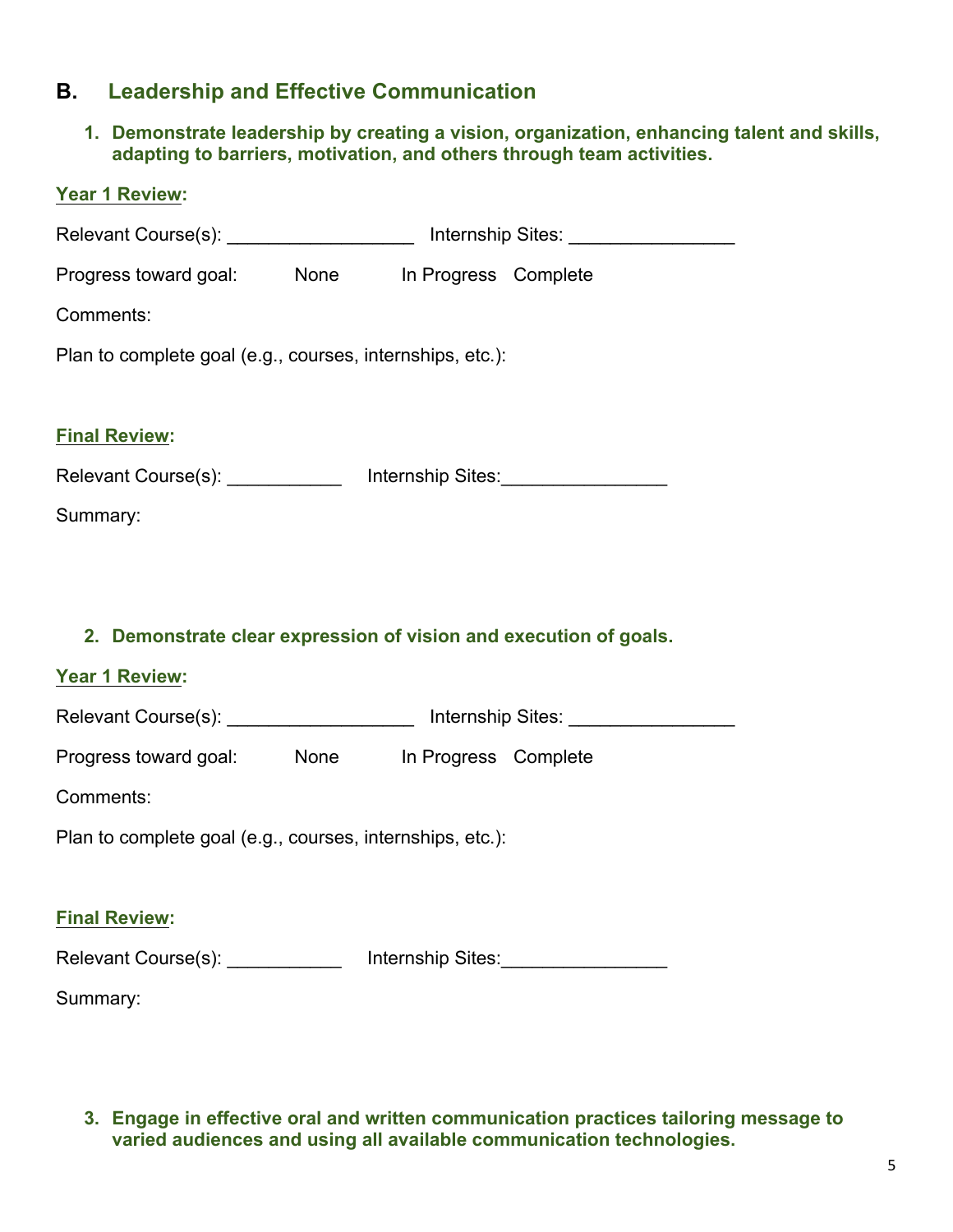## B. Leadership and Effective Communication

1. **Demonstrate leadership by creating a vision, organization, enhancing talent and skills, adapting to barriers, motivation, and others through team activities.**

**Year 1 Review:**

Relevant Course(s): ____________________ Internship Sites: ________________

Progress toward goal: None In Progress Complete

Comments:

Plan to complete goal (e.g., courses, internships, etc.):

**Final Review:**

Relevant Course(s): ___________ Internship Sites:________________

Summary:

2. **Demonstrate clear expression of vision and execution of goals.**

**Year 1 Review:**

Relevant Course(s): ____________________ Internship Sites: ________________

Progress toward goal: None In Progress Complete

Comments:

Plan to complete goal (e.g., courses, internships, etc.):

**Final Review:**

Relevant Course(s): ___________ Internship Sites:________________

Summary:

3. **Engage in effective oral and written communication practices tailoring message to varied audiences and using all available communication technologies.**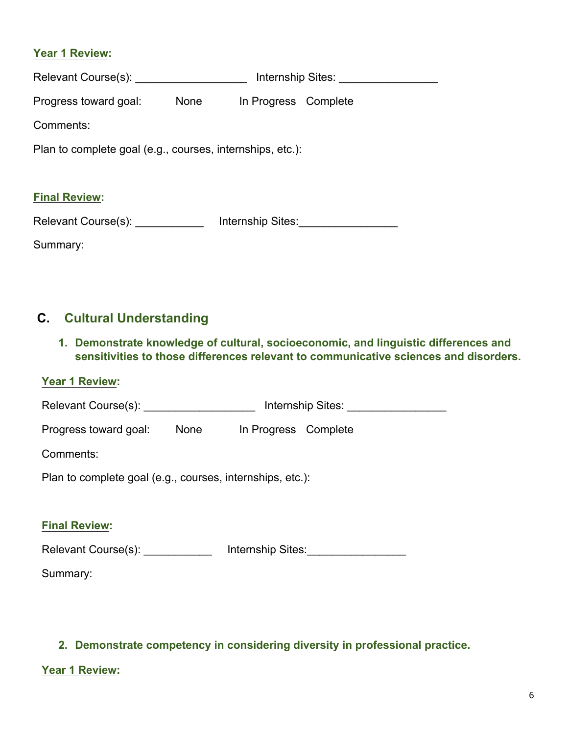**Year 1 Review:**

Relevant Course(s): __________________ Internship Sites: ________________

Progress toward goal: None In Progress Complete

Comments:

Plan to complete goal (e.g., courses, internships, etc.):

**Final Review:**

Relevant Course(s): ___________ Internship Sites:________________

Summary:

## C. Cultural Understanding

### 1. Demonstrate knowledge of cultural, socioeconomic, and linguistic differences and sensitivities to those differences relevant to communicative sciences and disorders.

**Year 1 Review:**

Relevant Course(s): __________________ Internship Sites: ________________

Progress toward goal: None In Progress Complete

Comments:

Plan to complete goal (e.g., courses, internships, etc.):

**Final Review:**

Relevant Course(s): ___________ Internship Sites:________________

Summary:

### 2. Demonstrate competency in considering diversity in professional practice.

**Year 1 Review:**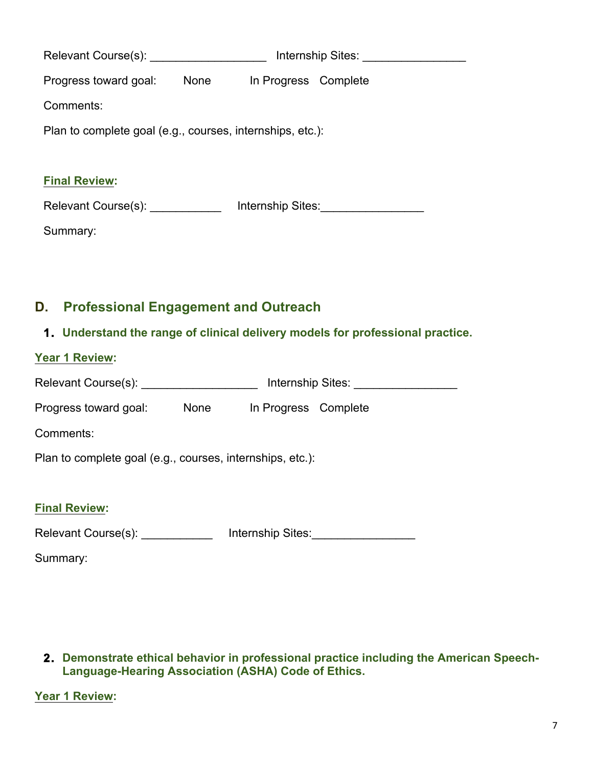Relevant Course(s): __________________ Internship Sites: ________________

Progress toward goal: None In Progress Complete

Comments:

Plan to complete goal (e.g., courses, internships, etc.):

**Final Review:**

Relevant Course(s): ___________ Internship Sites:________________

Summary:

## D. Professional Engagement and Outreach

### 1. Understand the range of clinical delivery models for professional practice.

**Year 1 Review:**

Relevant Course(s): __________________ Internship Sites: ________________

Progress toward goal: None In Progress Complete

Comments:

Plan to complete goal (e.g., courses, internships, etc.):

**Final Review:**

Relevant Course(s): ___________ Internship Sites:________________

Summary:

### 2. Demonstrate ethical behavior in professional practice including the American Speech-Language-Hearing Association (ASHA) Code of Ethics.

**Year 1 Review:**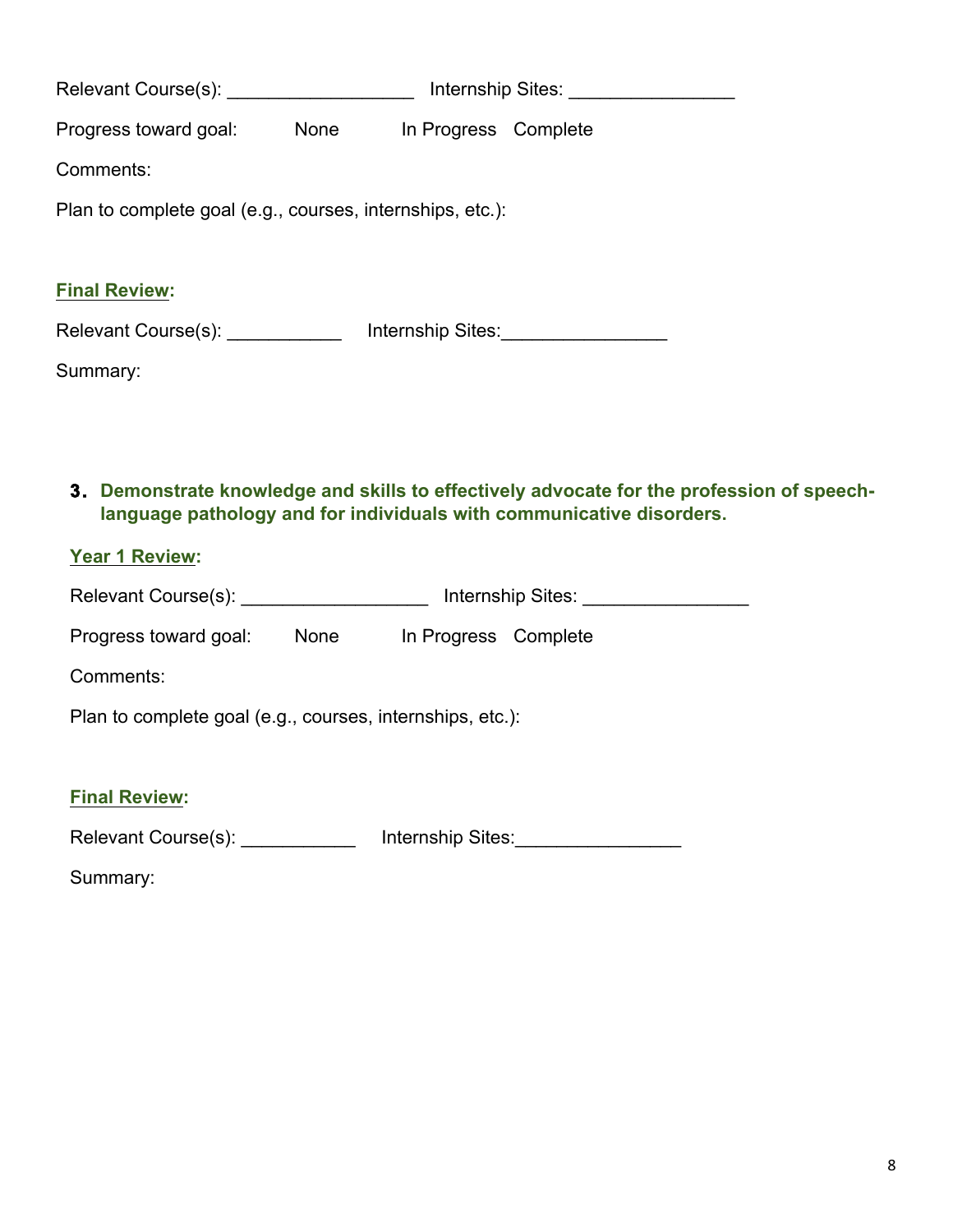Relevant Course(s): __________________ Internship Sites: ________________

Progress toward goal: None In Progress Complete

Comments:

Plan to complete goal (e.g., courses, internships, etc.):

**Final Review:**

Relevant Course(s): ___________ Internship Sites:________________

Summary:

3. **Demonstrate knowledge and skills to effectively advocate for the profession of speech-language pathology and for individuals with communicative disorders.**

**Year 1 Review:**

Relevant Course(s): __________________ Internship Sites: ________________

Progress toward goal: None In Progress Complete

Comments:

Plan to complete goal (e.g., courses, internships, etc.):

**Final Review:**

Relevant Course(s): ___________ Internship Sites:________________

Summary: